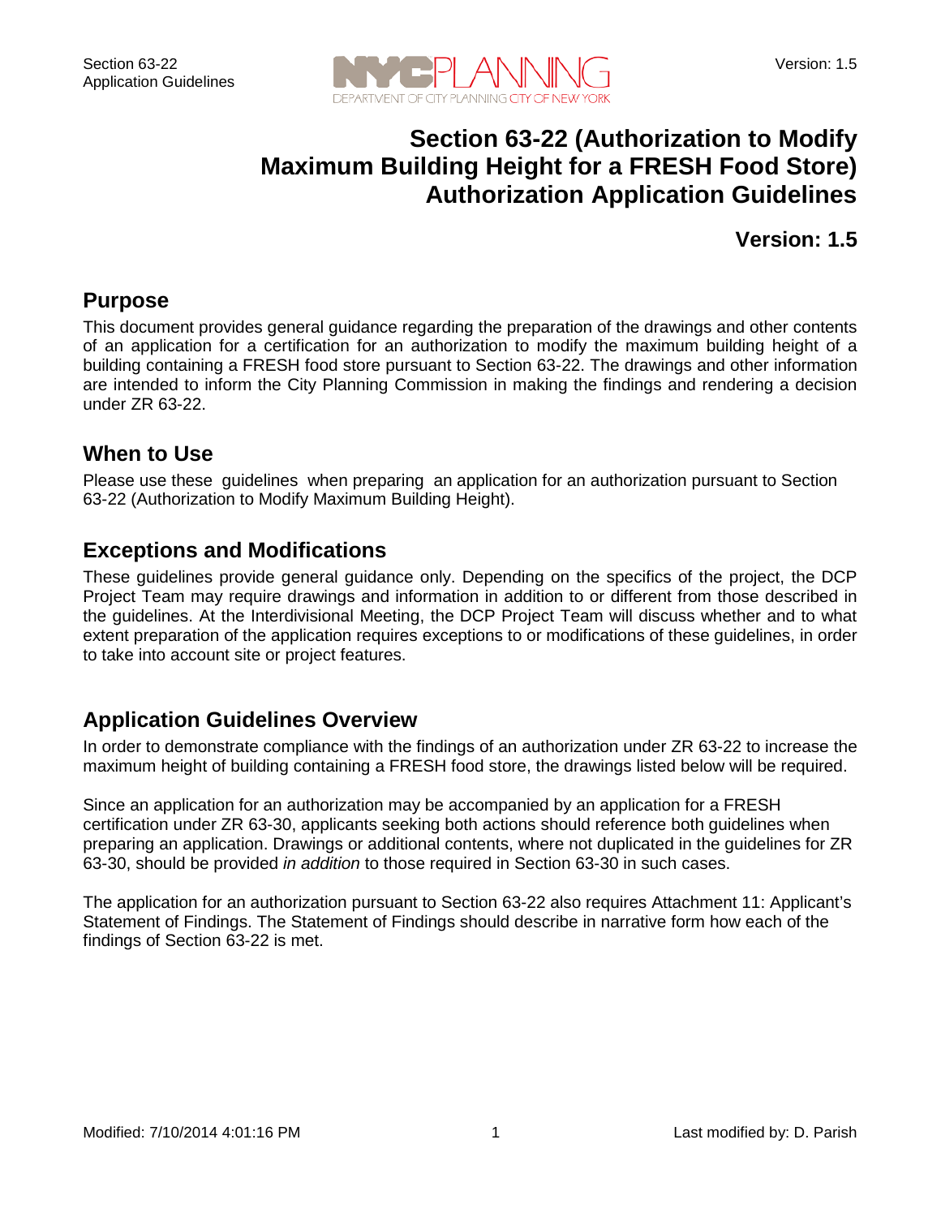# Section 63-22 (Authorization to Modify Maximum Building Height for a FRESH Food Store) Authorization Application Guidelines

**Version: 1.5**

## Purpose

This document provides general guidance regarding the preparation of the drawings and other contents of an application for a certification for an authorization to modify the maximum building height of a building containing a FRESH food store pursuant to Section 63-22. The drawings and other information are intended to inform the City Planning Commission in making the findings and rendering a decision under ZR 63-22.

## When to Use

Please use these guidelines when preparing an application for an authorization pursuant to Section 63-22 (Authorization to Modify Maximum Building Height).

## Exceptions and Modifications

These guidelines provide general guidance only. Depending on the specifics of the project, the DCP Project Team may require drawings and information in addition to or different from those described in the guidelines. At the Interdivisional Meeting, the DCP Project Team will discuss whether and to what extent preparation of the application requires exceptions to or modifications of these guidelines, in order to take into account site or project features.

## Application Guidelines Overview

In order to demonstrate compliance with the findings of an authorization under ZR 63-22 to increase the maximum height of building containing a FRESH food store, the drawings listed below will be required.

Since an application for an authorization may be accompanied by an application for a FRESH certification under ZR 63-30, applicants seeking both actions should reference both guidelines when preparing an application. Drawings or additional contents, where not duplicated in the guidelines for ZR 63-30, should be provided *in addition* to those required in Section 63-30 in such cases.

The application for an authorization pursuant to Section 63-22 also requires Attachment 11: Applicant's Statement of Findings. The Statement of Findings should describe in narrative form how each of the findings of Section 63-22 is met.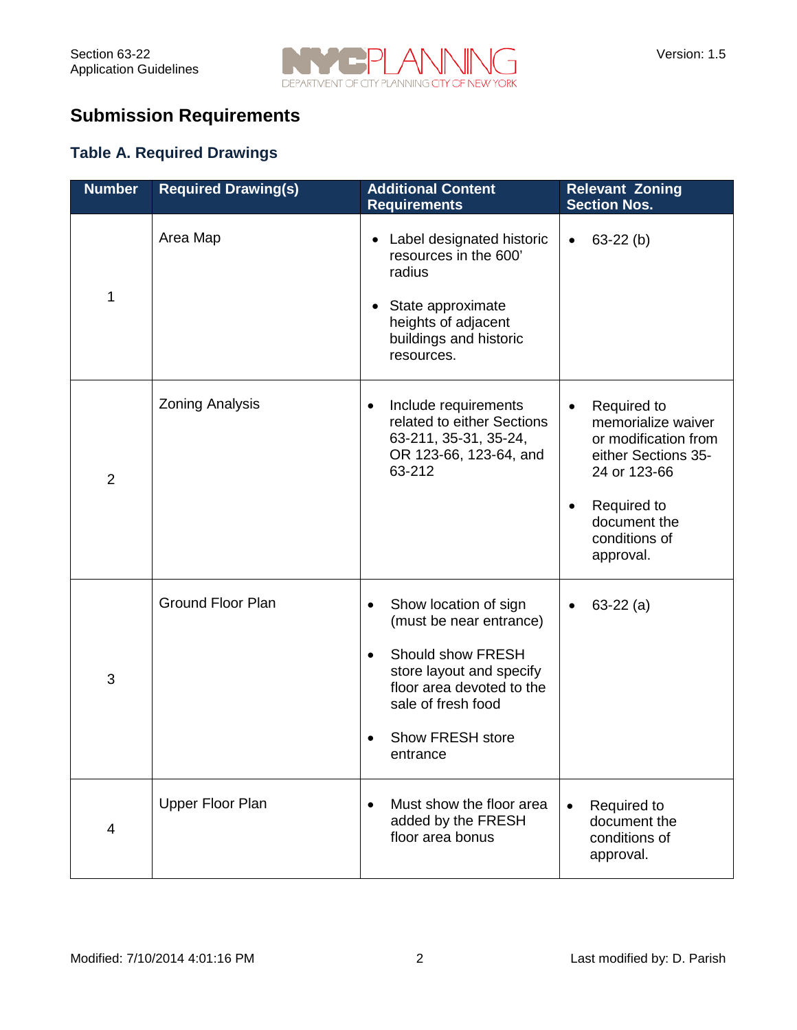## Submission Requirements

### Table A. Required Drawings

| Number | Required Drawing(s) | Additional Content Requirements | Relevant Zoning Section Nos. |
|---|---|---|---|
| 1 | Area Map | • Label designated historic resources in the 600' radius<br>• State approximate heights of adjacent buildings and historic resources. | • 63-22 (b) |
| 2 | Zoning Analysis | • Include requirements related to either Sections 63-211, 35-31, 35-24, OR 123-66, 123-64, and 63-212 | • Required to memorialize waiver or modification from either Sections 35-24 or 123-66<br>• Required to document the conditions of approval. |
| 3 | Ground Floor Plan | • Show location of sign (must be near entrance)<br>• Should show FRESH store layout and specify floor area devoted to the sale of fresh food<br>• Show FRESH store entrance | • 63-22 (a) |
| 4 | Upper Floor Plan | • Must show the floor area added by the FRESH floor area bonus | • Required to document the conditions of approval. |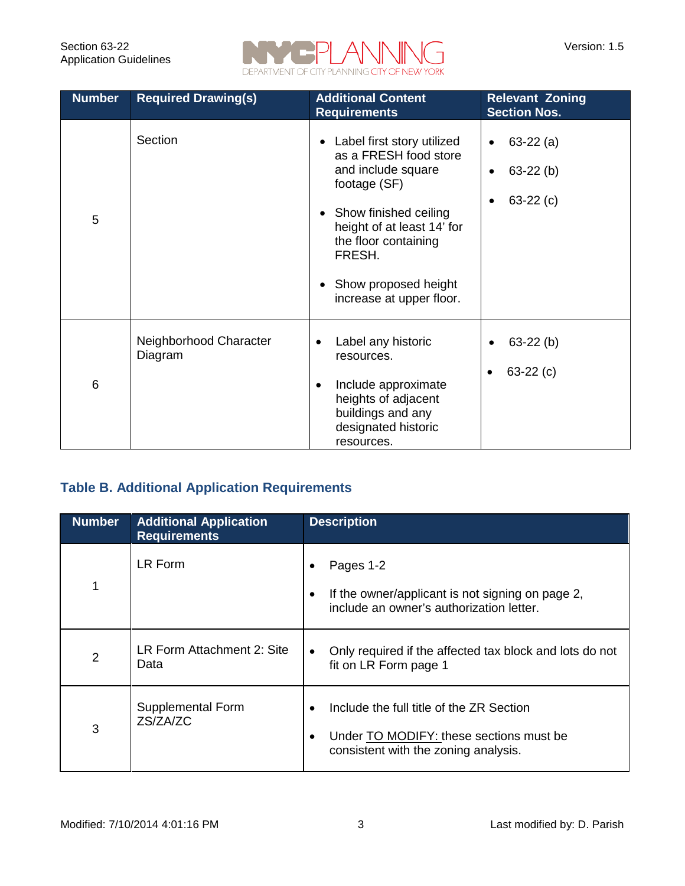| Number | Required Drawing(s) | Additional Content Requirements | Relevant Zoning Section Nos. |
|---|---|---|---|
| 5 | Section | • Label first story utilized as a FRESH food store and include square footage (SF)<br>• Show finished ceiling height of at least 14' for the floor containing FRESH.<br>• Show proposed height increase at upper floor. | • 63-22 (a)<br>• 63-22 (b)<br>• 63-22 (c) |
| 6 | Neighborhood Character Diagram | • Label any historic resources.<br>• Include approximate heights of adjacent buildings and any designated historic resources. | • 63-22 (b)<br>• 63-22 (c) |

### Table B. Additional Application Requirements

| Number | Additional Application Requirements | Description |
|---|---|---|
| 1 | LR Form | • Pages 1-2<br>• If the owner/applicant is not signing on page 2, include an owner's authorization letter. |
| 2 | LR Form Attachment 2: Site Data | • Only required if the affected tax block and lots do not fit on LR Form page 1 |
| 3 | Supplemental Form ZS/ZA/ZC | • Include the full title of the ZR Section<br>• Under TO MODIFY: these sections must be consistent with the zoning analysis. |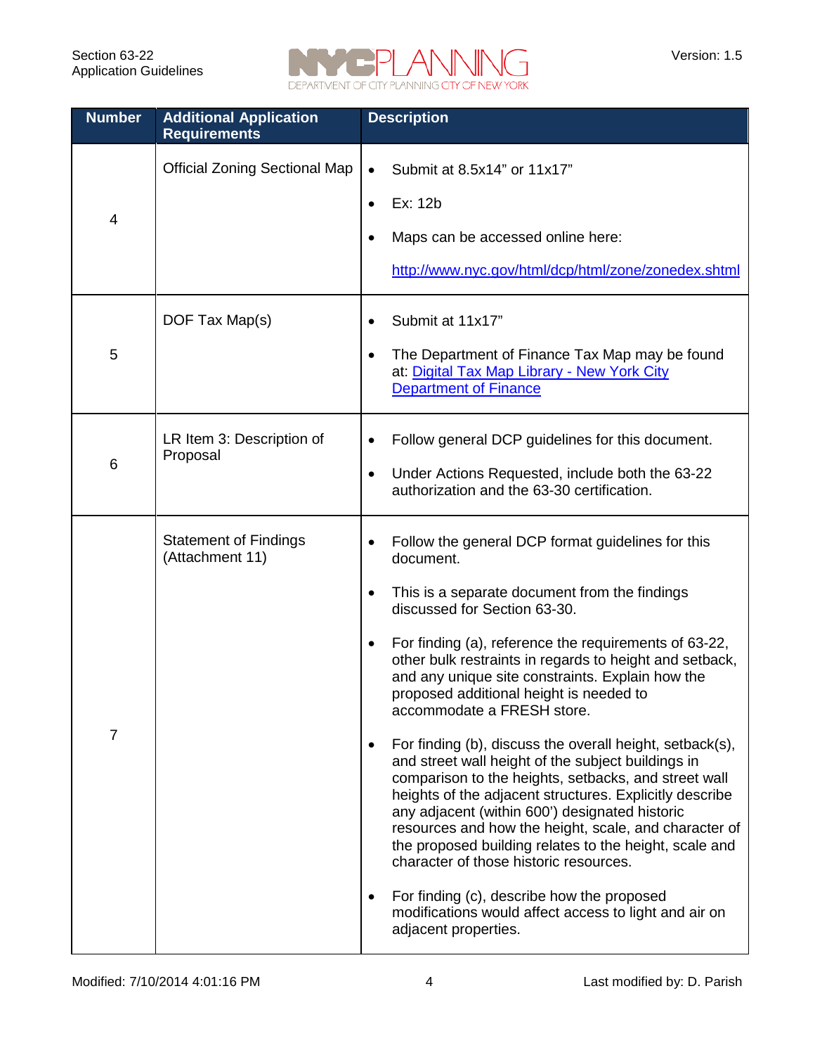| Number | Additional Application Requirements | Description |
|---|---|---|
| 4 | Official Zoning Sectional Map | • Submit at 8.5x14" or 11x17"<br>• Ex: 12b<br>• Maps can be accessed online here:<br>http://www.nyc.gov/html/dcp/html/zone/zonedex.shtml |
| 5 | DOF Tax Map(s) | • Submit at 11x17"<br>• The Department of Finance Tax Map may be found at: Digital Tax Map Library - New York City Department of Finance |
| 6 | LR Item 3: Description of Proposal | • Follow general DCP guidelines for this document.<br>• Under Actions Requested, include both the 63-22 authorization and the 63-30 certification. |
| 7 | Statement of Findings (Attachment 11) | • Follow the general DCP format guidelines for this document.<br>• This is a separate document from the findings discussed for Section 63-30.<br>• For finding (a), reference the requirements of 63-22, other bulk restraints in regards to height and setback, and any unique site constraints. Explain how the proposed additional height is needed to accommodate a FRESH store.<br>• For finding (b), discuss the overall height, setback(s), and street wall height of the subject buildings in comparison to the heights, setbacks, and street wall heights of the adjacent structures. Explicitly describe any adjacent (within 600') designated historic resources and how the height, scale, and character of the proposed building relates to the height, scale and character of those historic resources.<br>• For finding (c), describe how the proposed modifications would affect access to light and air on adjacent properties. |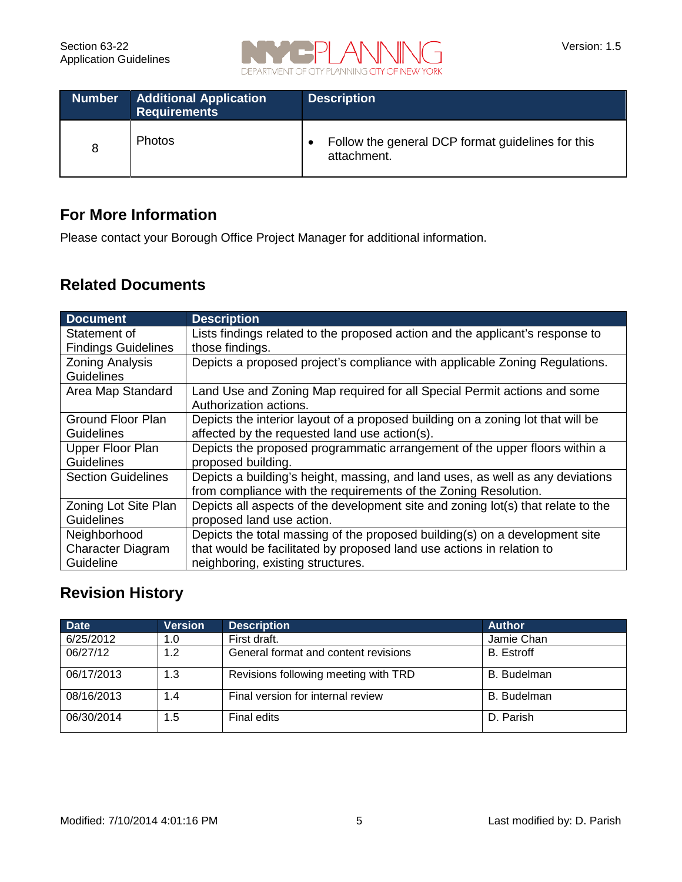| Number | Additional Application Requirements | Description |
|---|---|---|
| 8 | Photos | • Follow the general DCP format guidelines for this attachment. |

## For More Information

Please contact your Borough Office Project Manager for additional information.

## Related Documents

| Document | Description |
|---|---|
| Statement of Findings Guidelines | Lists findings related to the proposed action and the applicant's response to those findings. |
| Zoning Analysis Guidelines | Depicts a proposed project's compliance with applicable Zoning Regulations. |
| Area Map Standard | Land Use and Zoning Map required for all Special Permit actions and some Authorization actions. |
| Ground Floor Plan Guidelines | Depicts the interior layout of a proposed building on a zoning lot that will be affected by the requested land use action(s). |
| Upper Floor Plan Guidelines | Depicts the proposed programmatic arrangement of the upper floors within a proposed building. |
| Section Guidelines | Depicts a building's height, massing, and land uses, as well as any deviations from compliance with the requirements of the Zoning Resolution. |
| Zoning Lot Site Plan Guidelines | Depicts all aspects of the development site and zoning lot(s) that relate to the proposed land use action. |
| Neighborhood Character Diagram Guideline | Depicts the total massing of the proposed building(s) on a development site that would be facilitated by proposed land use actions in relation to neighboring, existing structures. |

## Revision History

| Date | Version | Description | Author |
|---|---|---|---|
| 6/25/2012 | 1.0 | First draft. | Jamie Chan |
| 06/27/12 | 1.2 | General format and content revisions | B. Estroff |
| 06/17/2013 | 1.3 | Revisions following meeting with TRD | B. Budelman |
| 08/16/2013 | 1.4 | Final version for internal review | B. Budelman |
| 06/30/2014 | 1.5 | Final edits | D. Parish |